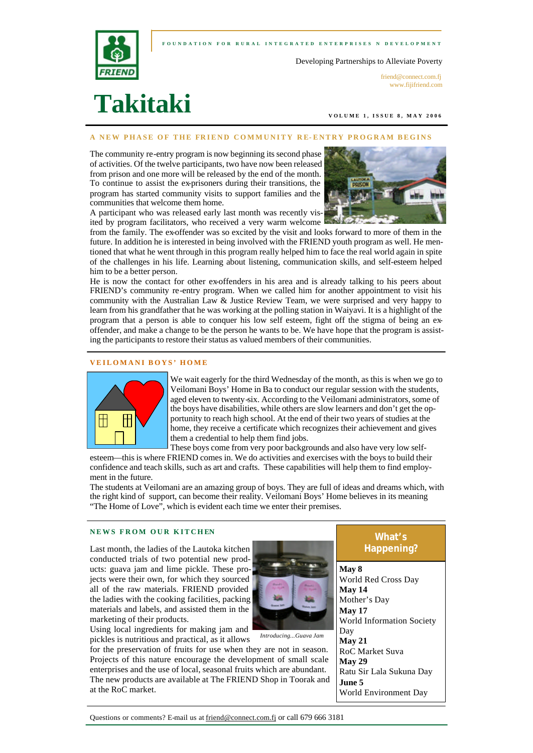FOUNDATION FOR RURAL INTEGRATED ENTERPRISES N DEVELOPMENT

Developing Partnerships to Alleviate Poverty

friend@connect.com.fj
www.fijifriend.com

# Takitaki

VOLUME 1, ISSUE 8, MAY 2006

## A NEW PHASE OF THE FRIEND COMMUNITY RE-ENTRY PROGRAM BEGINS

The community re-entry program is now beginning its second phase of activities. Of the twelve participants, two have now been released from prison and one more will be released by the end of the month. To continue to assist the ex-prisoners during their transitions, the program has started community visits to support families and the communities that welcome them home.

A participant who was released early last month was recently visited by program facilitators, who received a very warm welcome from the family. The ex-offender was so excited by the visit and looks forward to more of them in the future. In addition he is interested in being involved with the FRIEND youth program as well. He mentioned that what he went through in this program really helped him to face the real world again in spite of the challenges in his life. Learning about listening, communication skills, and self-esteem helped him to be a better person.

He is now the contact for other ex-offenders in his area and is already talking to his peers about FRIEND's community re-entry program. When we called him for another appointment to visit his community with the Australian Law & Justice Review Team, we were surprised and very happy to learn from his grandfather that he was working at the polling station in Waiyevi. It is a highlight of the program that a person is able to conquer his low self esteem, fight off the stigma of being an ex-offender, and make a change to be the person he wants to be. We have hope that the program is assisting the participants to restore their status as valued members of their communities.

## VEILOMANI BOYS' HOME

We wait eagerly for the third Wednesday of the month, as this is when we go to Veilomani Boys' Home in Ba to conduct our regular session with the students, aged eleven to twenty-six. According to the Veilomani administrators, some of the boys have disabilities, while others are slow learners and don't get the opportunity to reach high school. At the end of their two years of studies at the home, they receive a certificate which recognizes their achievement and gives them a credential to help them find jobs.

These boys come from very poor backgrounds and also have very low self-esteem—this is where FRIEND comes in. We do activities and exercises with the boys to build their confidence and teach skills, such as art and crafts. These capabilities will help them to find employment in the future.

The students at Veilomani are an amazing group of boys. They are full of ideas and dreams which, with the right kind of support, can become their reality. Veilomani Boys' Home believes in its meaning "The Home of Love", which is evident each time we enter their premises.

## NEWS FROM OUR KITCHEN

Last month, the ladies of the Lautoka kitchen conducted trials of two potential new products: guava jam and lime pickle. These projects were their own, for which they sourced all of the raw materials. FRIEND provided the ladies with the cooking facilities, packing materials and labels, and assisted them in the marketing of their products.

*Introducing...Guava Jam*

Using local ingredients for making jam and pickles is nutritious and practical, as it allows for the preservation of fruits for use when they are not in season. Projects of this nature encourage the development of small scale enterprises and the use of local, seasonal fruits which are abundant. The new products are available at The FRIEND Shop in Toorak and at the RoC market.

## What's Happening?

**May 8**
World Red Cross Day

**May 14**
Mother's Day

**May 17**
World Information Society Day

**May 21**
RoC Market Suva

**May 29**
Ratu Sir Lala Sukuna Day

**June 5**
World Environment Day

Questions or comments? E-mail us at friend@connect.com.fj or call 679 666 3181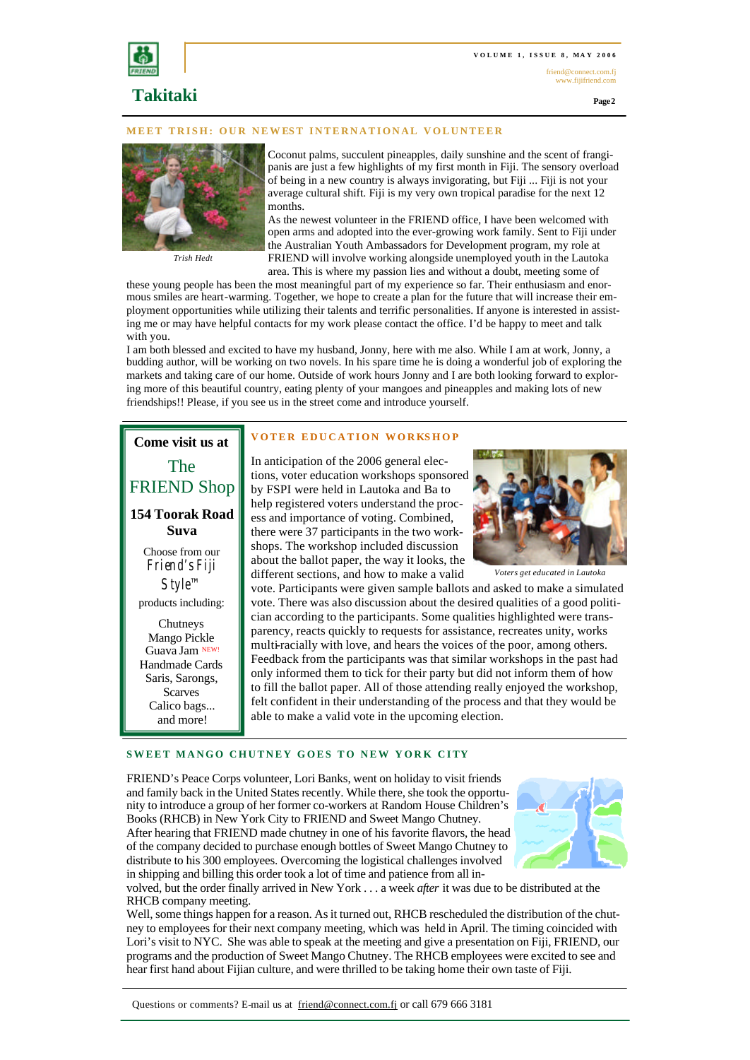## MEET TRISH: OUR NEWEST INTERNATIONAL VOLUNTEER

*Trish Hedt*

Coconut palms, succulent pineapples, daily sunshine and the scent of frangipanis are just a few highlights of my first month in Fiji. The sensory overload of being in a new country is always invigorating, but Fiji ... Fiji is not your average cultural shift. Fiji is my very own tropical paradise for the next 12 months.

As the newest volunteer in the FRIEND office, I have been welcomed with open arms and adopted into the ever-growing work family. Sent to Fiji under the Australian Youth Ambassadors for Development program, my role at FRIEND will involve working alongside unemployed youth in the Lautoka area. This is where my passion lies and without a doubt, meeting some of these young people has been the most meaningful part of my experience so far. Their enthusiasm and enormous smiles are heart-warming. Together, we hope to create a plan for the future that will increase their employment opportunities while utilizing their talents and terrific personalities. If anyone is interested in assisting me or may have helpful contacts for my work please contact the office. I'd be happy to meet and talk with you.

I am both blessed and excited to have my husband, Jonny, here with me also. While I am at work, Jonny, a budding author, will be working on two novels. In his spare time he is doing a wonderful job of exploring the markets and taking care of our home. Outside of work hours Jonny and I are both looking forward to exploring more of this beautiful country, eating plenty of your mangoes and pineapples and making lots of new friendships!! Please, if you see us in the street come and introduce yourself.

**Come visit us at**

The FRIEND Shop

**154 Toorak Road Suva**

Choose from our Friend's Fiji Style™ products including:

Chutneys
Mango Pickle
Guava Jam NEW!
Handmade Cards
Saris, Sarongs, Scarves
Calico bags...
and more!

## VOTER EDUCATION WORKSHOP

In anticipation of the 2006 general elections, voter education workshops sponsored by FSPI were held in Lautoka and Ba to help registered voters understand the process and importance of voting. Combined, there were 37 participants in the two workshops. The workshop included discussion about the ballot paper, the way it looks, the different sections, and how to make a valid vote. Participants were given sample ballots and asked to make a simulated vote. There was also discussion about the desired qualities of a good politician according to the participants. Some qualities highlighted were transparency, reacts quickly to requests for assistance, recreates unity, works multi-racially with love, and hears the voices of the poor, among others. Feedback from the participants was that similar workshops in the past had only informed them to tick for their party but did not inform them of how to fill the ballot paper. All of those attending really enjoyed the workshop, felt confident in their understanding of the process and that they would be able to make a valid vote in the upcoming election.

*Voters get educated in Lautoka*

## SWEET MANGO CHUTNEY GOES TO NEW YORK CITY

FRIEND's Peace Corps volunteer, Lori Banks, went on holiday to visit friends and family back in the United States recently. While there, she took the opportunity to introduce a group of her former co-workers at Random House Children's Books (RHCB) in New York City to FRIEND and Sweet Mango Chutney.

After hearing that FRIEND made chutney in one of his favorite flavors, the head of the company decided to purchase enough bottles of Sweet Mango Chutney to distribute to his 300 employees. Overcoming the logistical challenges involved in shipping and billing this order took a lot of time and patience from all involved, but the order finally arrived in New York . . . a week *after* it was due to be distributed at the RHCB company meeting.

Well, some things happen for a reason. As it turned out, RHCB rescheduled the distribution of the chutney to employees for their next company meeting, which was held in April. The timing coincided with Lori's visit to NYC. She was able to speak at the meeting and give a presentation on Fiji, FRIEND, our programs and the production of Sweet Mango Chutney. The RHCB employees were excited to see and hear first hand about Fijian culture, and were thrilled to be taking home their own taste of Fiji.

Questions or comments? E-mail us at friend@connect.com.fj or call 679 666 3181